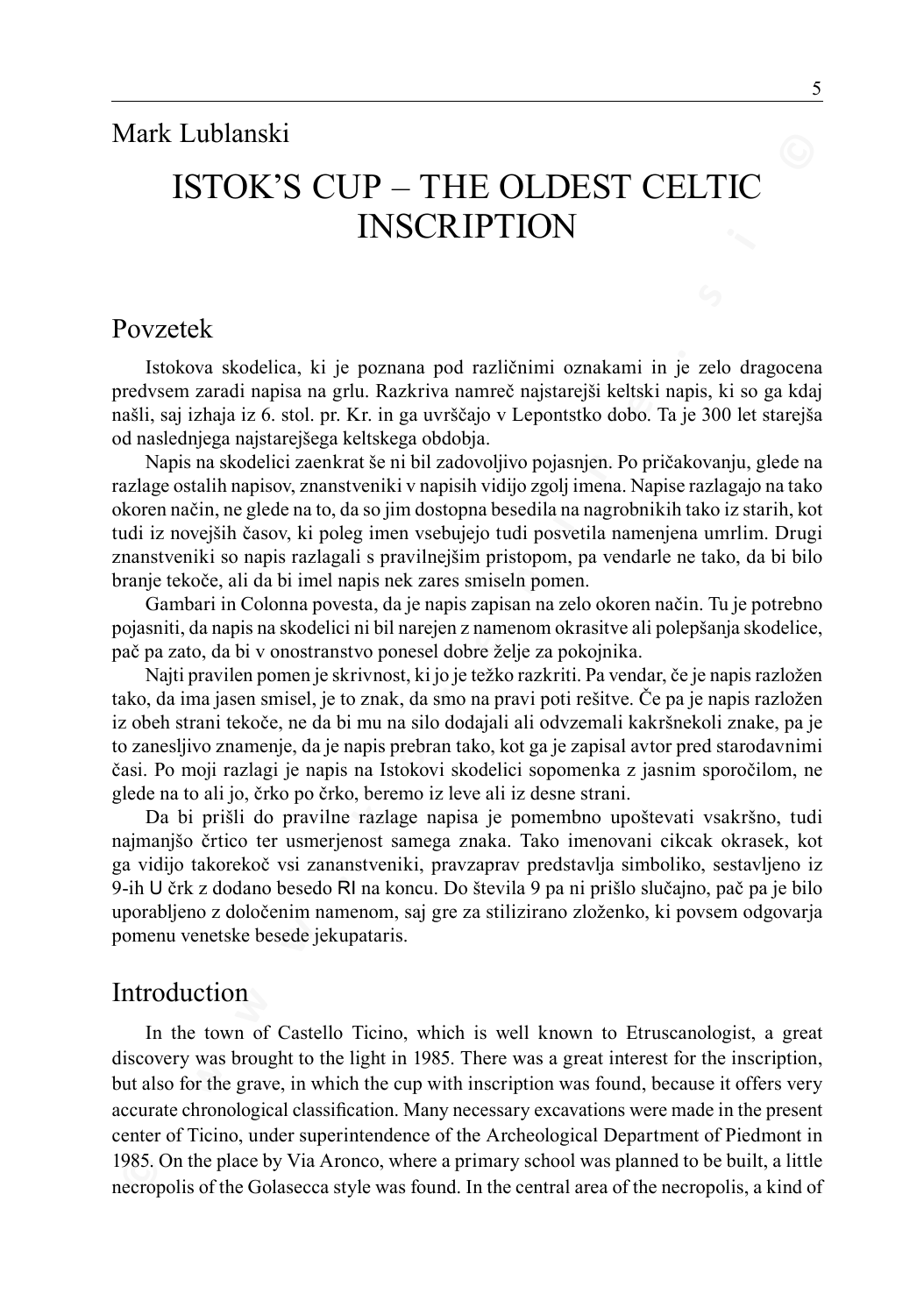Mark Lublanski

# ISTOK'S CUP – THE OLDEST CELTIC INSCRIPTION

## Povzetek

Istokova skodelica, ki je poznana pod različnimi oznakami in je zelo dragocena predvsem zaradi napisa na grlu. Razkriva namreč najstarejši keltski napis, ki so ga kdaj našli, saj izhaja iz 6. stol. pr. Kr. in ga uvrščajo v Lepontstko dobo. Ta je 300 let starejša od naslednjega najstarejšega keltskega obdobja.

Napis na skodelici zaenkrat še ni bil zadovoljivo pojasnjen. Po pričakovanju, glede na razlage ostalih napisov, znanstveniki v napisih vidijo zgolj imena. Napise razlagajo na tako okoren način, ne glede na to, da so jim dostopna besedila na nagrobnikih tako iz starih, kot tudi iz novejših časov, ki poleg imen vsebujejo tudi posvetila namenjena umrlim. Drugi znanstveniki so napis razlagali s pravilnejšim pristopom, pa vendarle ne tako, da bi bilo branje tekoče, ali da bi imel napis nek zares smiseln pomen.

Gambari in Colonna povesta, da je napis zapisan na zelo okoren način. Tu je potrebno pojasniti, da napis na skodelici ni bil narejen z namenom okrasitve ali polepšanja skodelice, pač pa zato, da bi v onostranstvo ponesel dobre želje za pokojnika.

Najti pravilen pomen je skrivnost, ki jo je težko razkriti. Pa vendar, če je napis razložen tako, da ima jasen smisel, je to znak, da smo na pravi poti rešitve. Če pa je napis razložen iz obeh strani tekoče, ne da bi mu na silo dodajali ali odvzemali kakršnekoli znake, pa je to zanesljivo znamenje, da je napis prebran tako, kot ga je zapisal avtor pred starodavnimi časi. Po moji razlagi je napis na Istokovi skodelici sopomenka z jasnim sporočilom, ne glede na to ali jo, črko po črko, beremo iz leve ali iz desne strani.

Da bi prišli do pravilne razlage napisa je pomembno upoštevati vsakršno, tudi najmanjšo črtico ter usmerjenost samega znaka. Tako imenovani cikcak okrasek, kot ga vidijo takorekoč vsi zananstveniki, pravzaprav predstavlja simboliko, sestavljeno iz 9-ih U črk z dodano besedo RI na koncu. Do števila 9 pa ni prišlo slučajno, pač pa je bilo uporabljeno z določenim namenom, saj gre za stilizirano zloženko, ki povsem odgovarja pomenu venetske besede jekupataris.

## Introduction

In the town of Castello Ticino, which is well known to Etruscanologist, a great discovery was brought to the light in 1985. There was a great interest for the inscription, but also for the grave, in which the cup with inscription was found, because it offers very accurate chronological classification. Many necessary excavations were made in the present center of Ticino, under superintendence of the Archeological Department of Piedmont in 1985. On the place by Via Aronco, where a primary school was planned to be built, a little necropolis of the Golasecca style was found. In the central area of the necropolis, a kind of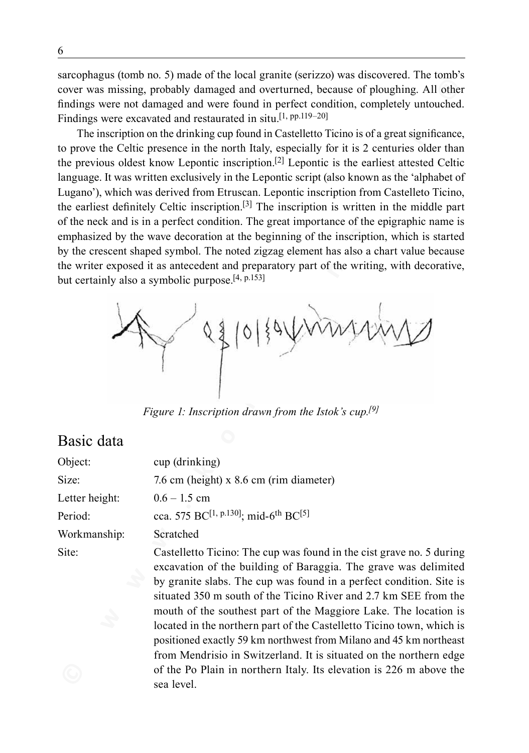sarcophagus (tomb no. 5) made of the local granite (serizzo) was discovered. The tomb's cover was missing, probably damaged and overturned, because of ploughing. All other findings were not damaged and were found in perfect condition, completely untouched. Findings were excavated and restaurated in situ.[1, pp.119–20]

The inscription on the drinking cup found in Castelletto Ticino is of a great significance, to prove the Celtic presence in the north Italy, especially for it is 2 centuries older than the previous oldest know Lepontic inscription.[2] Lepontic is the earliest attested Celtic language. It was written exclusively in the Lepontic script (also known as the 'alphabet of Lugano'), which was derived from Etruscan. Lepontic inscription from Castelleto Ticino, the earliest definitely Celtic inscription.[3] The inscription is written in the middle part of the neck and is in a perfect condition. The great importance of the epigraphic name is emphasized by the wave decoration at the beginning of the inscription, which is started by the crescent shaped symbol. The noted zigzag element has also a chart value because the writer exposed it as antecedent and preparatory part of the writing, with decorative, but certainly also a symbolic purpose.[4, p.153]

*Figure 1: Inscription drawn from the Istok's cup.[9]*

## Basic data

| | |
|---|---|
| Object: | cup (drinking) |
| Size: | 7.6 cm (height) x 8.6 cm (rim diameter) |
| Letter height: | 0.6 – 1.5 cm |
| Period: | cca. 575 BC[1, p.130]; mid-6th BC[5] |
| Workmanship: | Scratched |
| Site: | Castelletto Ticino: The cup was found in the cist grave no. 5 during excavation of the building of Baraggia. The grave was delimited by granite slabs. The cup was found in a perfect condition. Site is situated 350 m south of the Ticino River and 2.7 km SEE from the mouth of the southest part of the Maggiore Lake. The location is located in the northern part of the Castelletto Ticino town, which is positioned exactly 59 km northwest from Milano and 45 km northeast from Mendrisio in Switzerland. It is situated on the northern edge of the Po Plain in northern Italy. Its elevation is 226 m above the sea level. |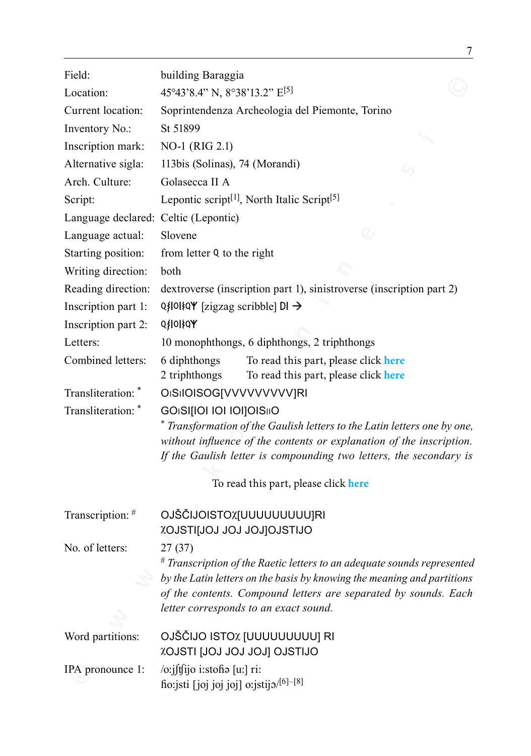| | |
|---|---|
| Field: | building Baraggia |
| Location: | 45°43'8.4" N, 8°38'13.2" E[5] |
| Current location: | Soprintendenza Archeologia del Piemonte, Torino |
| Inventory No.: | St 51899 |
| Inscription mark: | NO-1 (RIG 2.1) |
| Alternative sigla: | 113bis (Solinas), 74 (Morandi) |
| Arch. Culture: | Golasecca II A |
| Script: | Lepontic script[1], North Italic Script[5] |
| Language declared: | Celtic (Lepontic) |
| Language actual: | Slovene |
| Starting position: | from letter ꝗ to the right |
| Writing direction: | both |
| Reading direction: | dextroverse (inscription part 1), sinistroverse (inscription part 2) |
| Inscription part 1: | ꝗꝭIOIꝭꝗY [zigzag scribble] DI → |
| Inscription part 2: | ꝗꝭIOIꝭꝗY |
| Letters: | 10 monophthongs, 6 diphthongs, 2 triphthongs |
| Combined letters: | 6 diphthongs To read this part, please click **here**<br>2 triphthongs To read this part, please click **here** |
| Transliteration: * | OᴉSᴉIOISOG[VVVVVVVVV]RI |
| Transliteration: * | GOᴉSI[IOI IOI IOI]OISᴉᴉO |

\* *Transformation of the Gaulish letters to the Latin letters one by one, without influence of the contents or explanation of the inscription. If the Gaulish letter is compounding two letters, the secondary is*

To read this part, please click **here**

| | |
|---|---|
| Transcription: # | OJŠČIJOISTOχ[UUUUUUUUU]RI<br>χOJSTI[JOJ JOJ JOJ]OJSTIJO |
| No. of letters: | 27 (37) |

\# *Transcription of the Raetic letters to an adequate sounds represented by the Latin letters on the basis by knowing the meaning and partitions of the contents. Compound letters are separated by sounds. Each letter corresponds to an exact sound.*

| | |
|---|---|
| Word partitions: | OJŠČIJO ISTOχ [UUUUUUUUU] RI<br>χOJSTI [JOJ JOJ JOJ] OJSTIJO |
| IPA pronounce 1: | /oːjʃʧijo iːstoɦə [uː] riː<br>ɦoːjsti [joj joj joj] oːjstijɔ/[6]–[8] |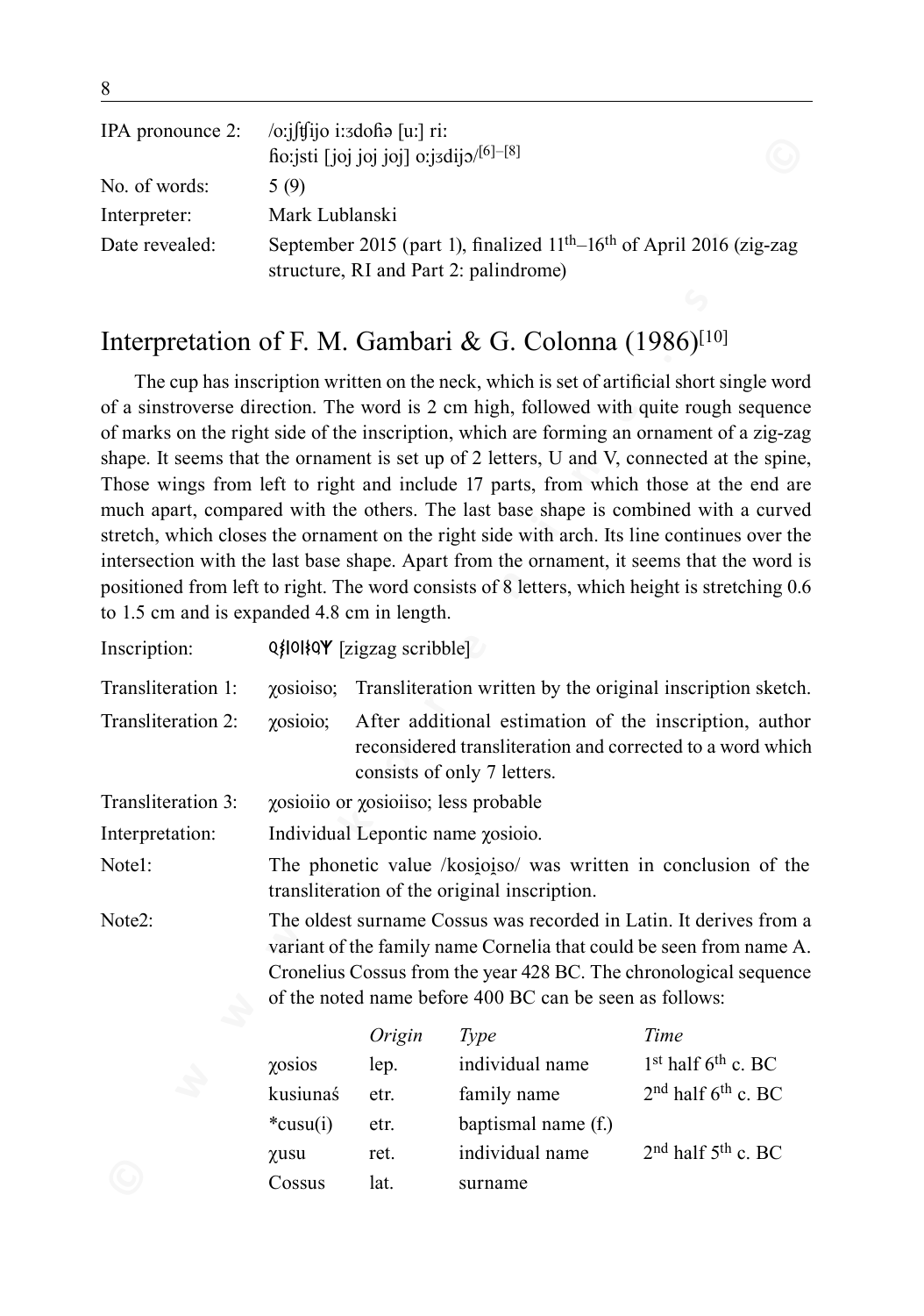| | |
|---|---|
| IPA pronounce 2: | /oːjʃʧijo iːʒdoɦə [uː] riː ɦoːjsti [joj joj joj] oːjʒdijɔ/[6]–[8] |
| No. of words: | 5 (9) |
| Interpreter: | Mark Lublanski |
| Date revealed: | September 2015 (part 1), finalized 11th–16th of April 2016 (zig-zag structure, RI and Part 2: palindrome) |

## Interpretation of F. M. Gambari & G. Colonna (1986)[10]

The cup has inscription written on the neck, which is set of artificial short single word of a sinstroverse direction. The word is 2 cm high, followed with quite rough sequence of marks on the right side of the inscription, which are forming an ornament of a zig-zag shape. It seems that the ornament is set up of 2 letters, U and V, connected at the spine, Those wings from left to right and include 17 parts, from which those at the end are much apart, compared with the others. The last base shape is combined with a curved stretch, which closes the ornament on the right side with arch. Its line continues over the intersection with the last base shape. Apart from the ornament, it seems that the word is positioned from left to right. The word consists of 8 letters, which height is stretching 0.6 to 1.5 cm and is expanded 4.8 cm in length.

| | |
|---|---|
| Inscription: | ϘⲊΙΟΙⲊϘΥ [zigzag scribble] |
| Transliteration 1: | χosioiso; Transliteration written by the original inscription sketch. |
| Transliteration 2: | χosioio; After additional estimation of the inscription, author reconsidered transliteration and corrected to a word which consists of only 7 letters. |
| Transliteration 3: | χosioiio or χosioiiso; less probable |
| Interpretation: | Individual Lepontic name χosioio. |
| Note1: | The phonetic value /kosi̯oi̯so/ was written in conclusion of the transliteration of the original inscription. |
| Note2: | The oldest surname Cossus was recorded in Latin. It derives from a variant of the family name Cornelia that could be seen from name A. Cronelius Cossus from the year 428 BC. The chronological sequence of the noted name before 400 BC can be seen as follows: |

| | *Origin* | *Type* | *Time* |
|---|---|---|---|
| χosios | lep. | individual name | 1st half 6th c. BC |
| kusiunaś | etr. | family name | 2nd half 6th c. BC |
| *cusu(i) | etr. | baptismal name (f.) | |
| χusu | ret. | individual name | 2nd half 5th c. BC |
| Cossus | lat. | surname | |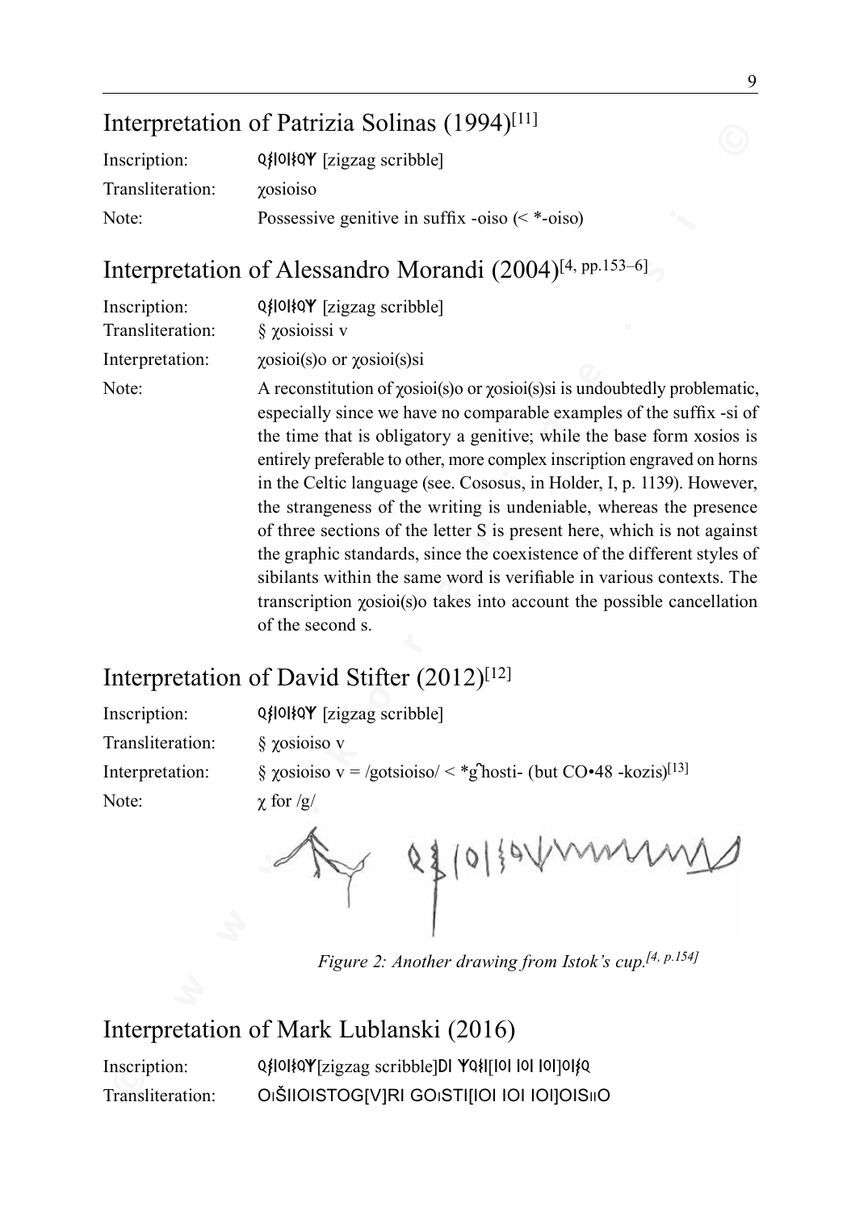## Interpretation of Patrizia Solinas (1994)[11]

Inscription: ϘⱾΙΟΙⱾϘΥ [zigzag scribble]

Transliteration: χosioiso

Note: Possessive genitive in suffix -oiso (< *-oiso)

## Interpretation of Alessandro Morandi (2004)[4, pp.153–6]

Inscription: ϘⱾΙΟΙⱾϘΥ [zigzag scribble]

Transliteration: § χosioissi v

Interpretation: χosioi(s)o or χosioi(s)si

Note: A reconstitution of χosioi(s)o or χosioi(s)si is undoubtedly problematic, especially since we have no comparable examples of the suffix -si of the time that is obligatory a genitive; while the base form xosios is entirely preferable to other, more complex inscription engraved on horns in the Celtic language (see. Cososus, in Holder, I, p. 1139). However, the strangeness of the writing is undeniable, whereas the presence of three sections of the letter S is present here, which is not against the graphic standards, since the coexistence of the different styles of sibilants within the same word is verifiable in various contexts. The transcription χosioi(s)o takes into account the possible cancellation of the second s.

## Interpretation of David Stifter (2012)[12]

Inscription: ϘⱾΙΟΙⱾϘΥ [zigzag scribble]

Transliteration: § χosioiso v

Interpretation: § χosioiso v = /gotsioiso/ < *g̑hosti- (but CO•48 -kozis)[13]

Note: χ for /g/

*Figure 2: Another drawing from Istok's cup.[4, p.154]*

## Interpretation of Mark Lublanski (2016)

Inscription: ϘⱾΙΟΙⱾϘΥ[zigzag scribble]DΙ ΥϘⱾΙ[ΙΟΙ ΙΟΙ ΙΟΙ]ΟΙⱾϘ

Transliteration: OıŠIIOISTOG[V]RI GOıSTI[IOI IOI IOI]OISııO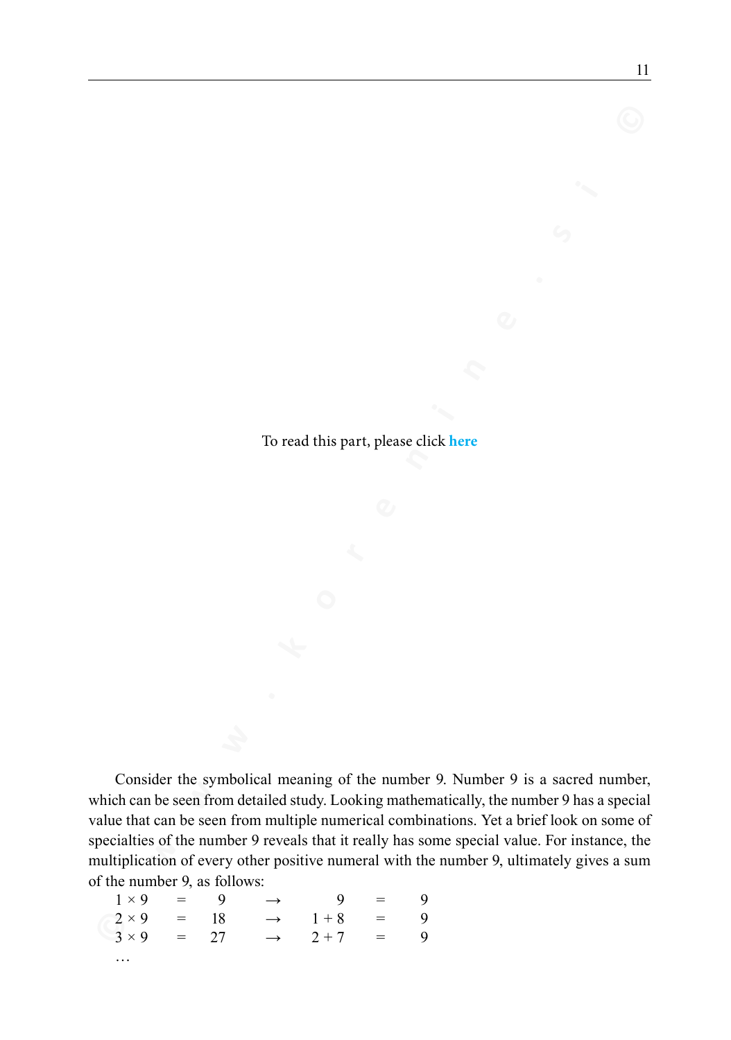To read this part, please click **here**

Consider the symbolical meaning of the number 9. Number 9 is a sacred number, which can be seen from detailed study. Looking mathematically, the number 9 has a special value that can be seen from multiple numerical combinations. Yet a brief look on some of specialties of the number 9 reveals that it really has some special value. For instance, the multiplication of every other positive numeral with the number 9, ultimately gives a sum of the number 9, as follows:

$$1 \times 9 = 9 \rightarrow 9 = 9$$
$$2 \times 9 = 18 \rightarrow 1 + 8 = 9$$
$$3 \times 9 = 27 \rightarrow 2 + 7 = 9$$

…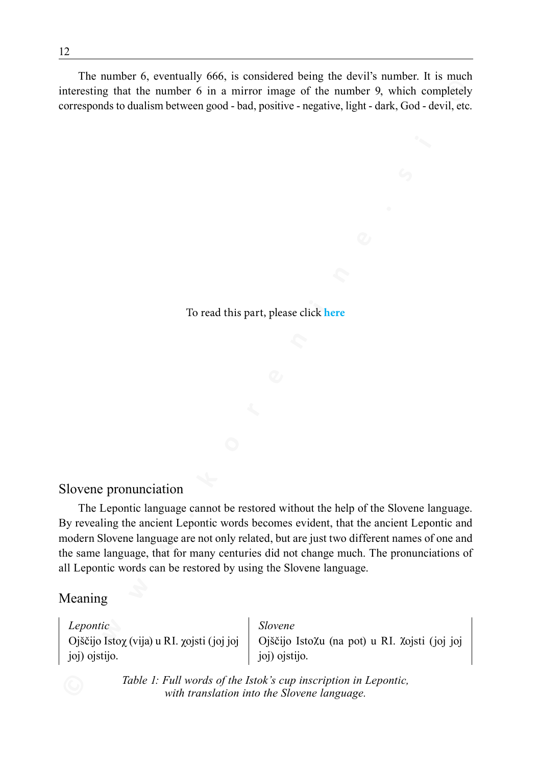The number 6, eventually 666, is considered being the devil's number. It is much interesting that the number 6 in a mirror image of the number 9, which completely corresponds to dualism between good - bad, positive - negative, light - dark, God - devil, etc.

To read this part, please click **here**

## Slovene pronunciation

The Lepontic language cannot be restored without the help of the Slovene language. By revealing the ancient Lepontic words becomes evident, that the ancient Lepontic and modern Slovene language are not only related, but are just two different names of one and the same language, that for many centuries did not change much. The pronunciations of all Lepontic words can be restored by using the Slovene language.

## Meaning

| *Lepontic* | *Slovene* |
|---|---|
| Ojščijo Istoχ (vija) u RI. χojsti (joj joj joj) ojstijo. | Ojščijo Istoχu (na pot) u RI. χojsti (joj joj joj) ojstijo. |

*Table 1: Full words of the Istok's cup inscription in Lepontic, with translation into the Slovene language.*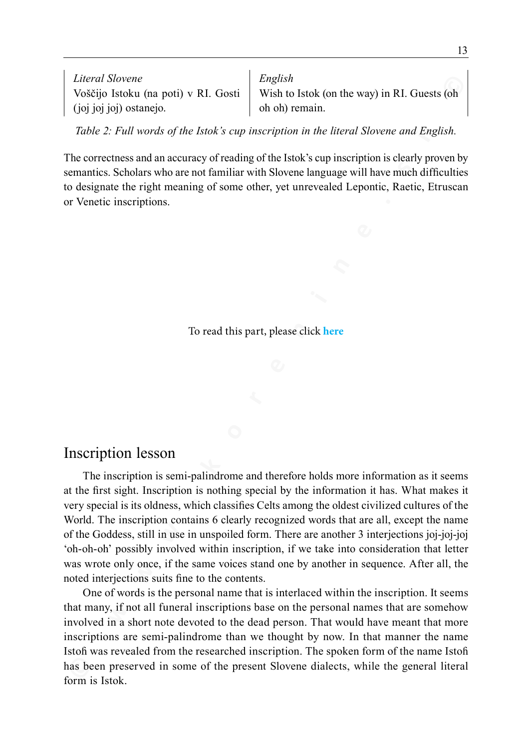| *Literal Slovene* | *English* |
|---|---|
| Voščijo Istoku (na poti) v RI. Gosti (joj joj joj) ostanejo. | Wish to Istok (on the way) in RI. Guests (oh oh oh) remain. |

*Table 2: Full words of the Istok's cup inscription in the literal Slovene and English.*

The correctness and an accuracy of reading of the Istok's cup inscription is clearly proven by semantics. Scholars who are not familiar with Slovene language will have much difficulties to designate the right meaning of some other, yet unrevealed Lepontic, Raetic, Etruscan or Venetic inscriptions.

To read this part, please click **here**

## Inscription lesson

The inscription is semi-palindrome and therefore holds more information as it seems at the first sight. Inscription is nothing special by the information it has. What makes it very special is its oldness, which classifies Celts among the oldest civilized cultures of the World. The inscription contains 6 clearly recognized words that are all, except the name of the Goddess, still in use in unspoiled form. There are another 3 interjections joj-joj-joj 'oh-oh-oh' possibly involved within inscription, if we take into consideration that letter was wrote only once, if the same voices stand one by another in sequence. After all, the noted interjections suits fine to the contents.

One of words is the personal name that is interlaced within the inscription. It seems that many, if not all funeral inscriptions base on the personal names that are somehow involved in a short note devoted to the dead person. That would have meant that more inscriptions are semi-palindrome than we thought by now. In that manner the name Istofi was revealed from the researched inscription. The spoken form of the name Istofi has been preserved in some of the present Slovene dialects, while the general literal form is Istok.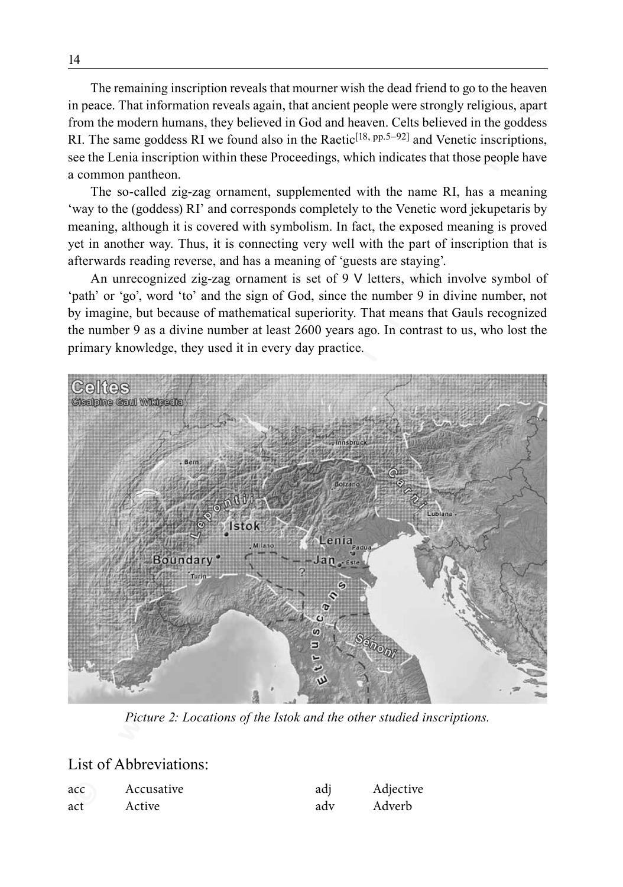The remaining inscription reveals that mourner wish the dead friend to go to the heaven in peace. That information reveals again, that ancient people were strongly religious, apart from the modern humans, they believed in God and heaven. Celts believed in the goddess RI. The same goddess RI we found also in the Raetic[18, pp.5–92] and Venetic inscriptions, see the Lenia inscription within these Proceedings, which indicates that those people have a common pantheon.

The so-called zig-zag ornament, supplemented with the name RI, has a meaning 'way to the (goddess) RI' and corresponds completely to the Venetic word jekupetaris by meaning, although it is covered with symbolism. In fact, the exposed meaning is proved yet in another way. Thus, it is connecting very well with the part of inscription that is afterwards reading reverse, and has a meaning of 'guests are staying'.

An unrecognized zig-zag ornament is set of 9 V letters, which involve symbol of 'path' or 'go', word 'to' and the sign of God, since the number 9 in divine number, not by imagine, but because of mathematical superiority. That means that Gauls recognized the number 9 as a divine number at least 2600 years ago. In contrast to us, who lost the primary knowledge, they used it in every day practice.

*Picture 2: Locations of the Istok and the other studied inscriptions.*

## List of Abbreviations:

| | | | |
|---|---|---|---|
| acc | Accusative | adj | Adjective |
| act | Active | adv | Adverb |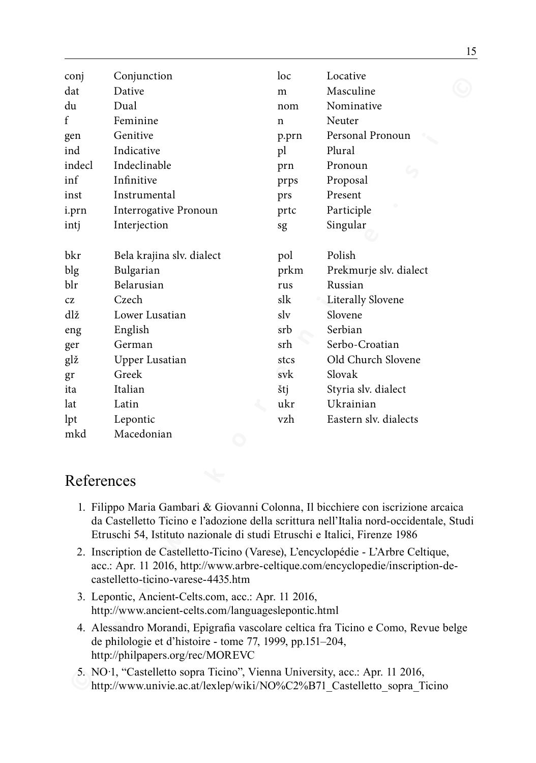| | | | |
|---|---|---|---|
| conj | Conjunction | loc | Locative |
| dat | Dative | m | Masculine |
| du | Dual | nom | Nominative |
| f | Feminine | n | Neuter |
| gen | Genitive | p.prn | Personal Pronoun |
| ind | Indicative | pl | Plural |
| indecl | Indeclinable | prn | Pronoun |
| inf | Infinitive | prps | Proposal |
| inst | Instrumental | prs | Present |
| i.prn | Interrogative Pronoun | prtc | Participle |
| intj | Interjection | sg | Singular |

| | | | |
|---|---|---|---|
| bkr | Bela krajina slv. dialect | pol | Polish |
| blg | Bulgarian | prkm | Prekmurje slv. dialect |
| blr | Belarusian | rus | Russian |
| cz | Czech | slk | Literally Slovene |
| dlž | Lower Lusatian | slv | Slovene |
| eng | English | srb | Serbian |
| ger | German | srh | Serbo-Croatian |
| glž | Upper Lusatian | stcs | Old Church Slovene |
| gr | Greek | svk | Slovak |
| ita | Italian | štj | Styria slv. dialect |
| lat | Latin | ukr | Ukrainian |
| lpt | Lepontic | vzh | Eastern slv. dialects |
| mkd | Macedonian | | |

# References

1. Filippo Maria Gambari & Giovanni Colonna, Il bicchiere con iscrizione arcaica da Castelletto Ticino e l'adozione della scrittura nell'Italia nord-occidentale, Studi Etruschi 54, Istituto nazionale di studi Etruschi e Italici, Firenze 1986
2. Inscription de Castelletto-Ticino (Varese), L'encyclopédie - L'Arbre Celtique, acc.: Apr. 11 2016, http://www.arbre-celtique.com/encyclopedie/inscription-de-castelletto-ticino-varese-4435.htm
3. Lepontic, Ancient-Celts.com, acc.: Apr. 11 2016, http://www.ancient-celts.com/languageslepontic.html
4. Alessandro Morandi, Epigrafia vascolare celtica fra Ticino e Como, Revue belge de philologie et d'histoire - tome 77, 1999, pp.151–204, http://philpapers.org/rec/MOREVC
5. NO·1, "Castelletto sopra Ticino", Vienna University, acc.: Apr. 11 2016, http://www.univie.ac.at/lexlep/wiki/NO%C2%B71_Castelletto_sopra_Ticino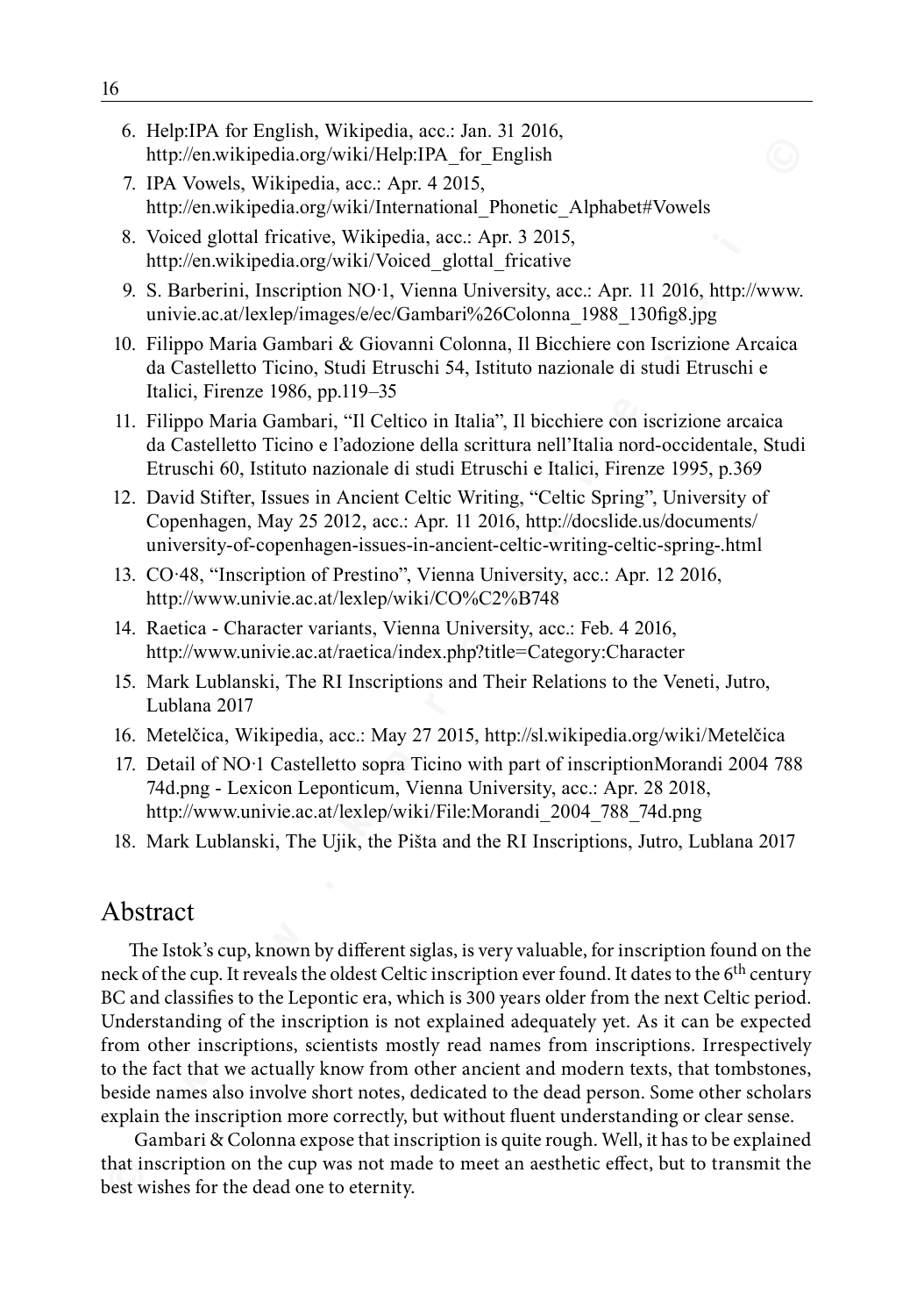6. Help:IPA for English, Wikipedia, acc.: Jan. 31 2016, http://en.wikipedia.org/wiki/Help:IPA_for_English
7. IPA Vowels, Wikipedia, acc.: Apr. 4 2015, http://en.wikipedia.org/wiki/International_Phonetic_Alphabet#Vowels
8. Voiced glottal fricative, Wikipedia, acc.: Apr. 3 2015, http://en.wikipedia.org/wiki/Voiced_glottal_fricative
9. S. Barberini, Inscription NO·1, Vienna University, acc.: Apr. 11 2016, http://www.univie.ac.at/lexlep/images/e/ec/Gambari%26Colonna_1988_130fig8.jpg
10. Filippo Maria Gambari & Giovanni Colonna, Il Bicchiere con Iscrizione Arcaica da Castelletto Ticino, Studi Etruschi 54, Istituto nazionale di studi Etruschi e Italici, Firenze 1986, pp.119–35
11. Filippo Maria Gambari, "Il Celtico in Italia", Il bicchiere con iscrizione arcaica da Castelletto Ticino e l'adozione della scrittura nell'Italia nord-occidentale, Studi Etruschi 60, Istituto nazionale di studi Etruschi e Italici, Firenze 1995, p.369
12. David Stifter, Issues in Ancient Celtic Writing, "Celtic Spring", University of Copenhagen, May 25 2012, acc.: Apr. 11 2016, http://docslide.us/documents/university-of-copenhagen-issues-in-ancient-celtic-writing-celtic-spring-.html
13. CO·48, "Inscription of Prestino", Vienna University, acc.: Apr. 12 2016, http://www.univie.ac.at/lexlep/wiki/CO%C2%B748
14. Raetica - Character variants, Vienna University, acc.: Feb. 4 2016, http://www.univie.ac.at/raetica/index.php?title=Category:Character
15. Mark Lublanski, The RI Inscriptions and Their Relations to the Veneti, Jutro, Lublana 2017
16. Metelčica, Wikipedia, acc.: May 27 2015, http://sl.wikipedia.org/wiki/Metelčica
17. Detail of NO·1 Castelletto sopra Ticino with part of inscriptionMorandi 2004 788 74d.png - Lexicon Leponticum, Vienna University, acc.: Apr. 28 2018, http://www.univie.ac.at/lexlep/wiki/File:Morandi_2004_788_74d.png
18. Mark Lublanski, The Ujik, the Pišta and the RI Inscriptions, Jutro, Lublana 2017

## Abstract

The Istok's cup, known by different siglas, is very valuable, for inscription found on the neck of the cup. It reveals the oldest Celtic inscription ever found. It dates to the 6$^{th}$ century BC and classifies to the Lepontic era, which is 300 years older from the next Celtic period. Understanding of the inscription is not explained adequately yet. As it can be expected from other inscriptions, scientists mostly read names from inscriptions. Irrespectively to the fact that we actually know from other ancient and modern texts, that tombstones, beside names also involve short notes, dedicated to the dead person. Some other scholars explain the inscription more correctly, but without fluent understanding or clear sense.

Gambari & Colonna expose that inscription is quite rough. Well, it has to be explained that inscription on the cup was not made to meet an aesthetic effect, but to transmit the best wishes for the dead one to eternity.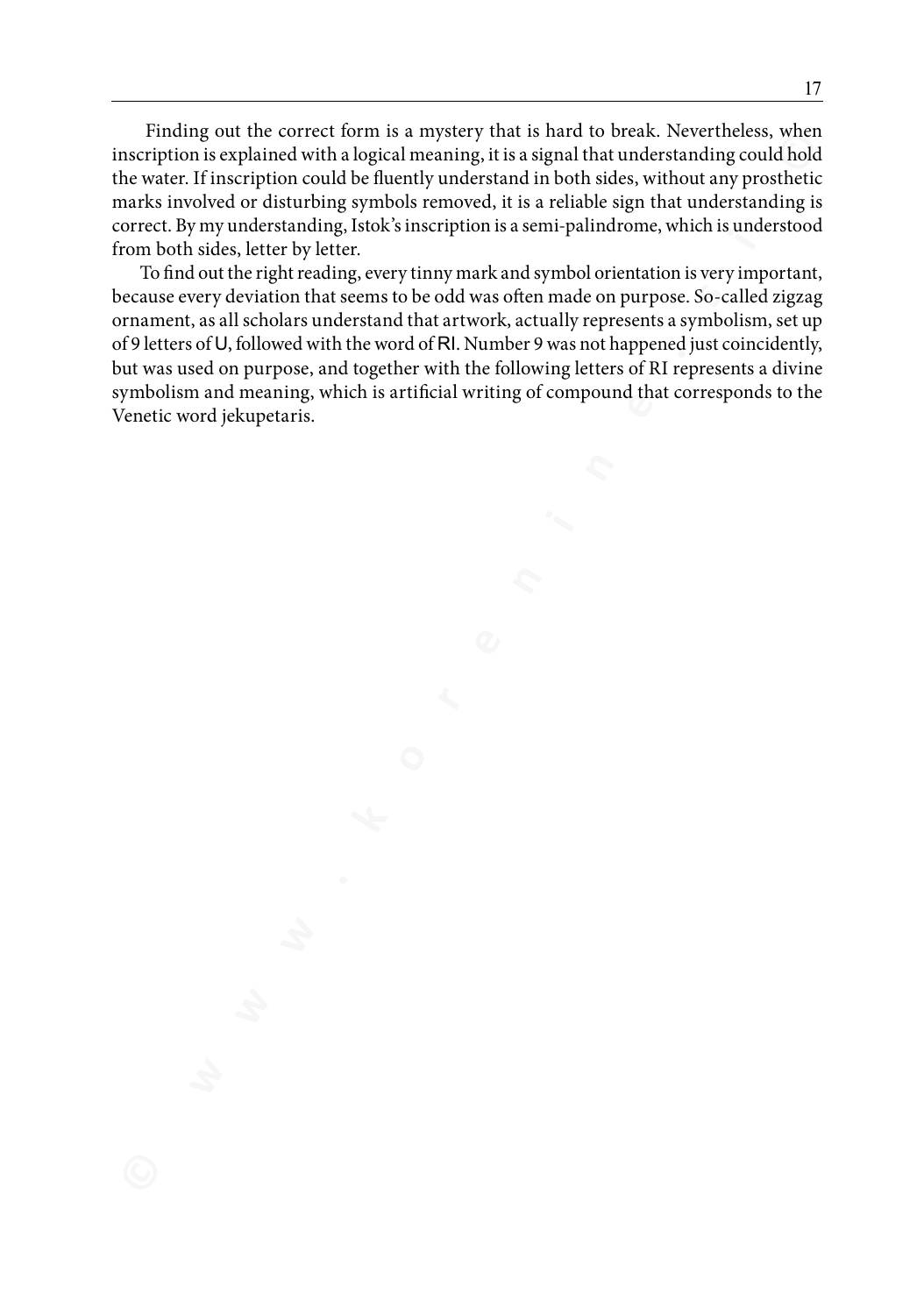Finding out the correct form is a mystery that is hard to break. Nevertheless, when inscription is explained with a logical meaning, it is a signal that understanding could hold the water. If inscription could be fluently understand in both sides, without any prosthetic marks involved or disturbing symbols removed, it is a reliable sign that understanding is correct. By my understanding, Istok's inscription is a semi-palindrome, which is understood from both sides, letter by letter.

To find out the right reading, every tinny mark and symbol orientation is very important, because every deviation that seems to be odd was often made on purpose. So-called zigzag ornament, as all scholars understand that artwork, actually represents a symbolism, set up of 9 letters of U, followed with the word of RI. Number 9 was not happened just coincidentally, but was used on purpose, and together with the following letters of RI represents a divine symbolism and meaning, which is artificial writing of compound that corresponds to the Venetic word jekupetaris.